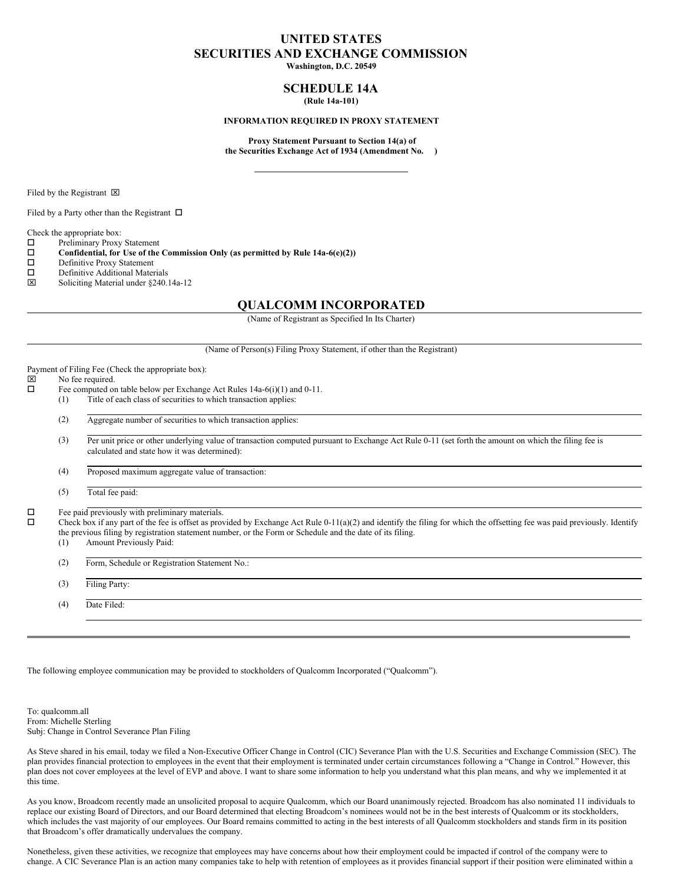# UNITED STATES
# SECURITIES AND EXCHANGE COMMISSION

**Washington, D.C. 20549**

## SCHEDULE 14A

**(Rule 14a-101)**

**INFORMATION REQUIRED IN PROXY STATEMENT**

**Proxy Statement Pursuant to Section 14(a) of the Securities Exchange Act of 1934 (Amendment No. )**

Filed by the Registrant ☒

Filed by a Party other than the Registrant ☐

Check the appropriate box:

☐ Preliminary Proxy Statement
☐ **Confidential, for Use of the Commission Only (as permitted by Rule 14a-6(e)(2))**
☐ Definitive Proxy Statement
☐ Definitive Additional Materials
☒ Soliciting Material under §240.14a-12

## QUALCOMM INCORPORATED

(Name of Registrant as Specified In Its Charter)

(Name of Person(s) Filing Proxy Statement, if other than the Registrant)

Payment of Filing Fee (Check the appropriate box):

☒ No fee required.
☐ Fee computed on table below per Exchange Act Rules 14a-6(i)(1) and 0-11.
(1) Title of each class of securities to which transaction applies:
(2) Aggregate number of securities to which transaction applies:
(3) Per unit price or other underlying value of transaction computed pursuant to Exchange Act Rule 0-11 (set forth the amount on which the filing fee is calculated and state how it was determined):
(4) Proposed maximum aggregate value of transaction:
(5) Total fee paid:

☐ Fee paid previously with preliminary materials.
☐ Check box if any part of the fee is offset as provided by Exchange Act Rule 0-11(a)(2) and identify the filing for which the offsetting fee was paid previously. Identify the previous filing by registration statement number, or the Form or Schedule and the date of its filing.
(1) Amount Previously Paid:
(2) Form, Schedule or Registration Statement No.:
(3) Filing Party:
(4) Date Filed:

---

The following employee communication may be provided to stockholders of Qualcomm Incorporated ("Qualcomm").

To: qualcomm.all
From: Michelle Sterling
Subj: Change in Control Severance Plan Filing

As Steve shared in his email, today we filed a Non-Executive Officer Change in Control (CIC) Severance Plan with the U.S. Securities and Exchange Commission (SEC). The plan provides financial protection to employees in the event that their employment is terminated under certain circumstances following a "Change in Control." However, this plan does not cover employees at the level of EVP and above. I want to share some information to help you understand what this plan means, and why we implemented it at this time.

As you know, Broadcom recently made an unsolicited proposal to acquire Qualcomm, which our Board unanimously rejected. Broadcom has also nominated 11 individuals to replace our existing Board of Directors, and our Board determined that electing Broadcom's nominees would not be in the best interests of Qualcomm or its stockholders, which includes the vast majority of our employees. Our Board remains committed to acting in the best interests of all Qualcomm stockholders and stands firm in its position that Broadcom's offer dramatically undervalues the company.

Nonetheless, given these activities, we recognize that employees may have concerns about how their employment could be impacted if control of the company were to change. A CIC Severance Plan is an action many companies take to help with retention of employees as it provides financial support if their position were eliminated within a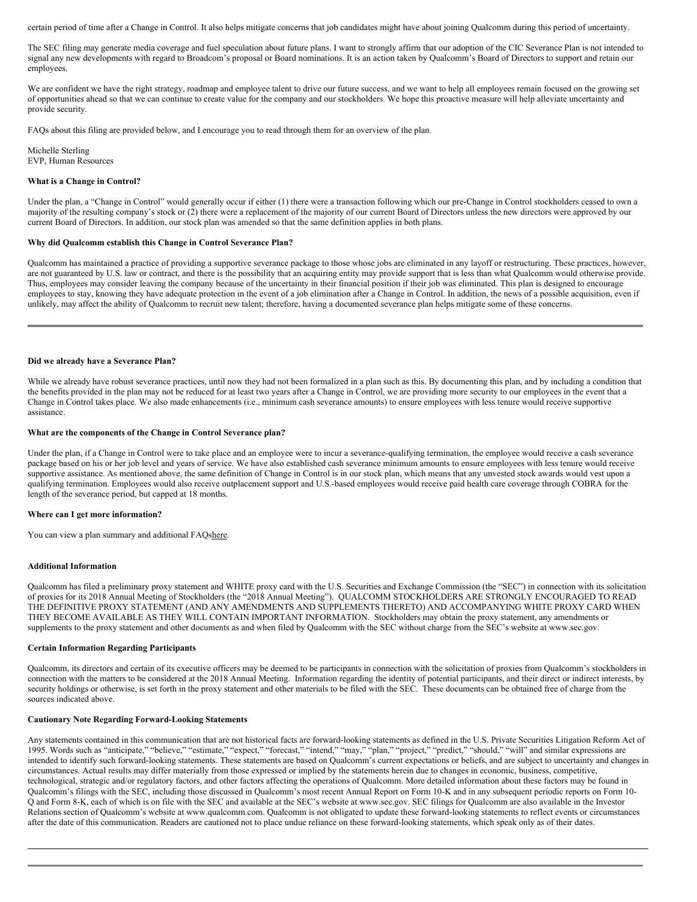certain period of time after a Change in Control. It also helps mitigate concerns that job candidates might have about joining Qualcomm during this period of uncertainty.

The SEC filing may generate media coverage and fuel speculation about future plans. I want to strongly affirm that our adoption of the CIC Severance Plan is not intended to signal any new developments with regard to Broadcom's proposal or Board nominations. It is an action taken by Qualcomm's Board of Directors to support and retain our employees.

We are confident we have the right strategy, roadmap and employee talent to drive our future success, and we want to help all employees remain focused on the growing set of opportunities ahead so that we can continue to create value for the company and our stockholders. We hope this proactive measure will help alleviate uncertainty and provide security.

FAQs about this filing are provided below, and I encourage you to read through them for an overview of the plan.

Michelle Sterling
EVP, Human Resources

**What is a Change in Control?**

Under the plan, a "Change in Control" would generally occur if either (1) there were a transaction following which our pre-Change in Control stockholders ceased to own a majority of the resulting company's stock or (2) there were a replacement of the majority of our current Board of Directors unless the new directors were approved by our current Board of Directors. In addition, our stock plan was amended so that the same definition applies in both plans.

**Why did Qualcomm establish this Change in Control Severance Plan?**

Qualcomm has maintained a practice of providing a supportive severance package to those whose jobs are eliminated in any layoff or restructuring. These practices, however, are not guaranteed by U.S. law or contract, and there is the possibility that an acquiring entity may provide support that is less than what Qualcomm would otherwise provide. Thus, employees may consider leaving the company because of the uncertainty in their financial position if their job was eliminated. This plan is designed to encourage employees to stay, knowing they have adequate protection in the event of a job elimination after a Change in Control. In addition, the news of a possible acquisition, even if unlikely, may affect the ability of Qualcomm to recruit new talent; therefore, having a documented severance plan helps mitigate some of these concerns.

---

**Did we already have a Severance Plan?**

While we already have robust severance practices, until now they had not been formalized in a plan such as this. By documenting this plan, and by including a condition that the benefits provided in the plan may not be reduced for at least two years after a Change in Control, we are providing more security to our employees in the event that a Change in Control takes place. We also made enhancements (i.e., minimum cash severance amounts) to ensure employees with less tenure would receive supportive assistance.

**What are the components of the Change in Control Severance plan?**

Under the plan, if a Change in Control were to take place and an employee were to incur a severance-qualifying termination, the employee would receive a cash severance package based on his or her job level and years of service. We have also established cash severance minimum amounts to ensure employees with less tenure would receive supportive assistance. As mentioned above, the same definition of Change in Control is in our stock plan, which means that any unvested stock awards would vest upon a qualifying termination. Employees would also receive outplacement support and U.S.-based employees would receive paid health care coverage through COBRA for the length of the severance period, but capped at 18 months.

**Where can I get more information?**

You can view a plan summary and additional FAQshere.

**Additional Information**

Qualcomm has filed a preliminary proxy statement and WHITE proxy card with the U.S. Securities and Exchange Commission (the "SEC") in connection with its solicitation of proxies for its 2018 Annual Meeting of Stockholders (the "2018 Annual Meeting"). QUALCOMM STOCKHOLDERS ARE STRONGLY ENCOURAGED TO READ THE DEFINITIVE PROXY STATEMENT (AND ANY AMENDMENTS AND SUPPLEMENTS THERETO) AND ACCOMPANYING WHITE PROXY CARD WHEN THEY BECOME AVAILABLE AS THEY WILL CONTAIN IMPORTANT INFORMATION. Stockholders may obtain the proxy statement, any amendments or supplements to the proxy statement and other documents as and when filed by Qualcomm with the SEC without charge from the SEC's website at www.sec.gov.

**Certain Information Regarding Participants**

Qualcomm, its directors and certain of its executive officers may be deemed to be participants in connection with the solicitation of proxies from Qualcomm's stockholders in connection with the matters to be considered at the 2018 Annual Meeting. Information regarding the identity of potential participants, and their direct or indirect interests, by security holdings or otherwise, is set forth in the proxy statement and other materials to be filed with the SEC. These documents can be obtained free of charge from the sources indicated above.

**Cautionary Note Regarding Forward-Looking Statements**

Any statements contained in this communication that are not historical facts are forward-looking statements as defined in the U.S. Private Securities Litigation Reform Act of 1995. Words such as "anticipate," "believe," "estimate," "expect," "forecast," "intend," "may," "plan," "project," "predict," "should," "will" and similar expressions are intended to identify such forward-looking statements. These statements are based on Qualcomm's current expectations or beliefs, and are subject to uncertainty and changes in circumstances. Actual results may differ materially from those expressed or implied by the statements herein due to changes in economic, business, competitive, technological, strategic and/or regulatory factors, and other factors affecting the operations of Qualcomm. More detailed information about these factors may be found in Qualcomm's filings with the SEC, including those discussed in Qualcomm's most recent Annual Report on Form 10-K and in any subsequent periodic reports on Form 10-Q and Form 8-K, each of which is on file with the SEC and available at the SEC's website at www.sec.gov. SEC filings for Qualcomm are also available in the Investor Relations section of Qualcomm's website at www.qualcomm.com. Qualcomm is not obligated to update these forward-looking statements to reflect events or circumstances after the date of this communication. Readers are cautioned not to place undue reliance on these forward-looking statements, which speak only as of their dates.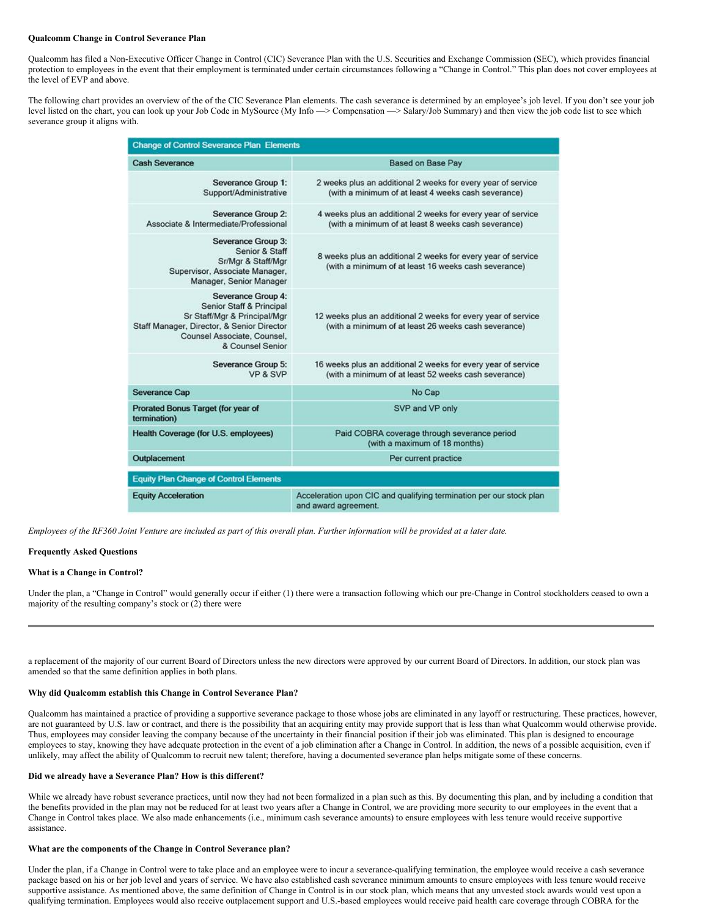**Qualcomm Change in Control Severance Plan**

Qualcomm has filed a Non-Executive Officer Change in Control (CIC) Severance Plan with the U.S. Securities and Exchange Commission (SEC), which provides financial protection to employees in the event that their employment is terminated under certain circumstances following a "Change in Control." This plan does not cover employees at the level of EVP and above.

The following chart provides an overview of the of the CIC Severance Plan elements. The cash severance is determined by an employee's job level. If you don't see your job level listed on the chart, you can look up your Job Code in MySource (My Info —> Compensation —> Salary/Job Summary) and then view the job code list to see which severance group it aligns with.

| Change of Control Severance Plan Elements | |
|---|---|
| **Cash Severance** | Based on Base Pay |
| Severance Group 1: Support/Administrative | 2 weeks plus an additional 2 weeks for every year of service (with a minimum of at least 4 weeks cash severance) |
| Severance Group 2: Associate & Intermediate/Professional | 4 weeks plus an additional 2 weeks for every year of service (with a minimum of at least 8 weeks cash severance) |
| Severance Group 3: Senior & Staff, Sr/Mgr & Staff/Mgr, Supervisor, Associate Manager, Manager, Senior Manager | 8 weeks plus an additional 2 weeks for every year of service (with a minimum of at least 16 weeks cash severance) |
| Severance Group 4: Senior Staff & Principal, Sr Staff/Mgr & Principal/Mgr, Staff Manager, Director, & Senior Director, Counsel Associate, Counsel, & Counsel Senior | 12 weeks plus an additional 2 weeks for every year of service (with a minimum of at least 26 weeks cash severance) |
| Severance Group 5: VP & SVP | 16 weeks plus an additional 2 weeks for every year of service (with a minimum of at least 52 weeks cash severance) |
| **Severance Cap** | No Cap |
| **Prorated Bonus Target (for year of termination)** | SVP and VP only |
| **Health Coverage (for U.S. employees)** | Paid COBRA coverage through severance period (with a maximum of 18 months) |
| **Outplacement** | Per current practice |
| **Equity Plan Change of Control Elements** | |
| **Equity Acceleration** | Acceleration upon CIC and qualifying termination per our stock plan and award agreement. |

*Employees of the RF360 Joint Venture are included as part of this overall plan. Further information will be provided at a later date.*

**Frequently Asked Questions**

**What is a Change in Control?**

Under the plan, a "Change in Control" would generally occur if either (1) there were a transaction following which our pre-Change in Control stockholders ceased to own a majority of the resulting company's stock or (2) there were a replacement of the majority of our current Board of Directors unless the new directors were approved by our current Board of Directors. In addition, our stock plan was amended so that the same definition applies in both plans.

**Why did Qualcomm establish this Change in Control Severance Plan?**

Qualcomm has maintained a practice of providing a supportive severance package to those whose jobs are eliminated in any layoff or restructuring. These practices, however, are not guaranteed by U.S. law or contract, and there is the possibility that an acquiring entity may provide support that is less than what Qualcomm would otherwise provide. Thus, employees may consider leaving the company because of the uncertainty in their financial position if their job was eliminated. This plan is designed to encourage employees to stay, knowing they have adequate protection in the event of a job elimination after a Change in Control. In addition, the news of a possible acquisition, even if unlikely, may affect the ability of Qualcomm to recruit new talent; therefore, having a documented severance plan helps mitigate some of these concerns.

**Did we already have a Severance Plan? How is this different?**

While we already have robust severance practices, until now they had not been formalized in a plan such as this. By documenting this plan, and by including a condition that the benefits provided in the plan may not be reduced for at least two years after a Change in Control, we are providing more security to our employees in the event that a Change in Control takes place. We also made enhancements (i.e., minimum cash severance amounts) to ensure employees with less tenure would receive supportive assistance.

**What are the components of the Change in Control Severance plan?**

Under the plan, if a Change in Control were to take place and an employee were to incur a severance-qualifying termination, the employee would receive a cash severance package based on his or her job level and years of service. We have also established cash severance minimum amounts to ensure employees with less tenure would receive supportive assistance. As mentioned above, the same definition of Change in Control is in our stock plan, which means that any unvested stock awards would vest upon a qualifying termination. Employees would also receive outplacement support and U.S.-based employees would receive paid health care coverage through COBRA for the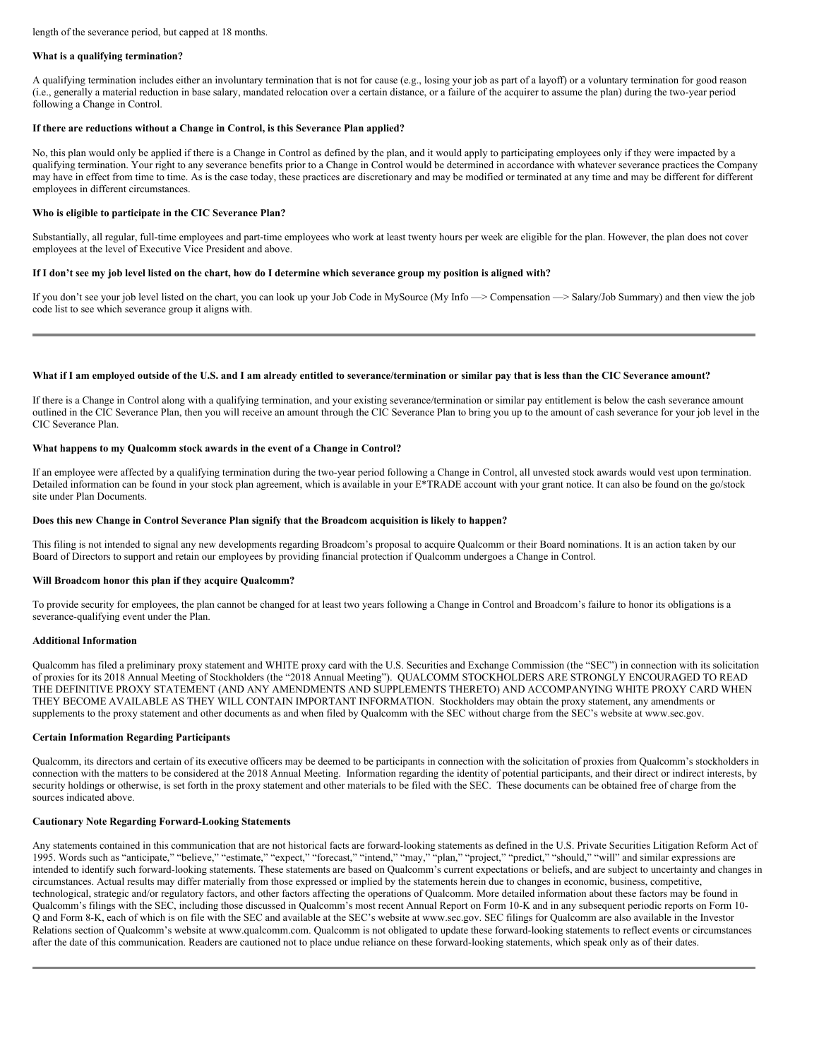length of the severance period, but capped at 18 months.

**What is a qualifying termination?**

A qualifying termination includes either an involuntary termination that is not for cause (e.g., losing your job as part of a layoff) or a voluntary termination for good reason (i.e., generally a material reduction in base salary, mandated relocation over a certain distance, or a failure of the acquirer to assume the plan) during the two-year period following a Change in Control.

**If there are reductions without a Change in Control, is this Severance Plan applied?**

No, this plan would only be applied if there is a Change in Control as defined by the plan, and it would apply to participating employees only if they were impacted by a qualifying termination. Your right to any severance benefits prior to a Change in Control would be determined in accordance with whatever severance practices the Company may have in effect from time to time. As is the case today, these practices are discretionary and may be modified or terminated at any time and may be different for different employees in different circumstances.

**Who is eligible to participate in the CIC Severance Plan?**

Substantially, all regular, full-time employees and part-time employees who work at least twenty hours per week are eligible for the plan. However, the plan does not cover employees at the level of Executive Vice President and above.

**If I don't see my job level listed on the chart, how do I determine which severance group my position is aligned with?**

If you don't see your job level listed on the chart, you can look up your Job Code in MySource (My Info —> Compensation —> Salary/Job Summary) and then view the job code list to see which severance group it aligns with.

---

**What if I am employed outside of the U.S. and I am already entitled to severance/termination or similar pay that is less than the CIC Severance amount?**

If there is a Change in Control along with a qualifying termination, and your existing severance/termination or similar pay entitlement is below the cash severance amount outlined in the CIC Severance Plan, then you will receive an amount through the CIC Severance Plan to bring you up to the amount of cash severance for your job level in the CIC Severance Plan.

**What happens to my Qualcomm stock awards in the event of a Change in Control?**

If an employee were affected by a qualifying termination during the two-year period following a Change in Control, all unvested stock awards would vest upon termination. Detailed information can be found in your stock plan agreement, which is available in your E*TRADE account with your grant notice. It can also be found on the go/stock site under Plan Documents.

**Does this new Change in Control Severance Plan signify that the Broadcom acquisition is likely to happen?**

This filing is not intended to signal any new developments regarding Broadcom's proposal to acquire Qualcomm or their Board nominations. It is an action taken by our Board of Directors to support and retain our employees by providing financial protection if Qualcomm undergoes a Change in Control.

**Will Broadcom honor this plan if they acquire Qualcomm?**

To provide security for employees, the plan cannot be changed for at least two years following a Change in Control and Broadcom's failure to honor its obligations is a severance-qualifying event under the Plan.

**Additional Information**

Qualcomm has filed a preliminary proxy statement and WHITE proxy card with the U.S. Securities and Exchange Commission (the "SEC") in connection with its solicitation of proxies for its 2018 Annual Meeting of Stockholders (the "2018 Annual Meeting"). QUALCOMM STOCKHOLDERS ARE STRONGLY ENCOURAGED TO READ THE DEFINITIVE PROXY STATEMENT (AND ANY AMENDMENTS AND SUPPLEMENTS THERETO) AND ACCOMPANYING WHITE PROXY CARD WHEN THEY BECOME AVAILABLE AS THEY WILL CONTAIN IMPORTANT INFORMATION. Stockholders may obtain the proxy statement, any amendments or supplements to the proxy statement and other documents as and when filed by Qualcomm with the SEC without charge from the SEC's website at www.sec.gov.

**Certain Information Regarding Participants**

Qualcomm, its directors and certain of its executive officers may be deemed to be participants in connection with the solicitation of proxies from Qualcomm's stockholders in connection with the matters to be considered at the 2018 Annual Meeting. Information regarding the identity of potential participants, and their direct or indirect interests, by security holdings or otherwise, is set forth in the proxy statement and other materials to be filed with the SEC. These documents can be obtained free of charge from the sources indicated above.

**Cautionary Note Regarding Forward-Looking Statements**

Any statements contained in this communication that are not historical facts are forward-looking statements as defined in the U.S. Private Securities Litigation Reform Act of 1995. Words such as "anticipate," "believe," "estimate," "expect," "forecast," "intend," "may," "plan," "project," "predict," "should," "will" and similar expressions are intended to identify such forward-looking statements. These statements are based on Qualcomm's current expectations or beliefs, and are subject to uncertainty and changes in circumstances. Actual results may differ materially from those expressed or implied by the statements herein due to changes in economic, business, competitive, technological, strategic and/or regulatory factors, and other factors affecting the operations of Qualcomm. More detailed information about these factors may be found in Qualcomm's filings with the SEC, including those discussed in Qualcomm's most recent Annual Report on Form 10-K and in any subsequent periodic reports on Form 10-Q and Form 8-K, each of which is on file with the SEC and available at the SEC's website at www.sec.gov. SEC filings for Qualcomm are also available in the Investor Relations section of Qualcomm's website at www.qualcomm.com. Qualcomm is not obligated to update these forward-looking statements to reflect events or circumstances after the date of this communication. Readers are cautioned not to place undue reliance on these forward-looking statements, which speak only as of their dates.

---